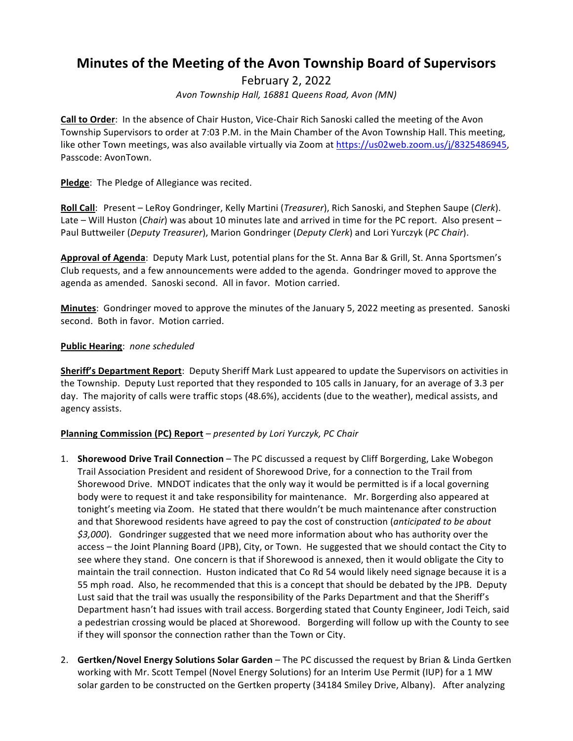# Minutes of the Meeting of the Avon Township Board of Supervisors

February 2, 2022

*Avon Township Hall, 16881 Queens Road, Avon (MN)*

**Call to Order**: In the absence of Chair Huston, Vice-Chair Rich Sanoski called the meeting of the Avon Township Supervisors to order at 7:03 P.M. in the Main Chamber of the Avon Township Hall. This meeting, like other Town meetings, was also available virtually via Zoom at https://us02web.zoom.us/j/8325486945, Passcode: AvonTown.

**Pledge**: The Pledge of Allegiance was recited.

**Roll Call**: Present – LeRoy Gondringer, Kelly Martini (*Treasurer*), Rich Sanoski, and Stephen Saupe (*Clerk*). Late – Will Huston (*Chair*) was about 10 minutes late and arrived in time for the PC report. Also present – Paul Buttweiler (*Deputy Treasurer*), Marion Gondringer (*Deputy Clerk*) and Lori Yurczyk (*PC Chair*).

**Approval of Agenda**: Deputy Mark Lust, potential plans for the St. Anna Bar & Grill, St. Anna Sportsmen's Club requests, and a few announcements were added to the agenda. Gondringer moved to approve the agenda as amended. Sanoski second. All in favor. Motion carried.

**Minutes**: Gondringer moved to approve the minutes of the January 5, 2022 meeting as presented. Sanoski second. Both in favor. Motion carried.

**Public Hearing**: *none scheduled*

**Sheriff's Department Report**: Deputy Sheriff Mark Lust appeared to update the Supervisors on activities in the Township. Deputy Lust reported that they responded to 105 calls in January, for an average of 3.3 per day. The majority of calls were traffic stops (48.6%), accidents (due to the weather), medical assists, and agency assists.

**Planning Commission (PC) Report** – *presented by Lori Yurczyk, PC Chair*

1. **Shorewood Drive Trail Connection** – The PC discussed a request by Cliff Borgerding, Lake Wobegon Trail Association President and resident of Shorewood Drive, for a connection to the Trail from Shorewood Drive. MNDOT indicates that the only way it would be permitted is if a local governing body were to request it and take responsibility for maintenance. Mr. Borgerding also appeared at tonight's meeting via Zoom. He stated that there wouldn't be much maintenance after construction and that Shorewood residents have agreed to pay the cost of construction (*anticipated to be about $3,000*). Gondringer suggested that we need more information about who has authority over the access – the Joint Planning Board (JPB), City, or Town. He suggested that we should contact the City to see where they stand. One concern is that if Shorewood is annexed, then it would obligate the City to maintain the trail connection. Huston indicated that Co Rd 54 would likely need signage because it is a 55 mph road. Also, he recommended that this is a concept that should be debated by the JPB. Deputy Lust said that the trail was usually the responsibility of the Parks Department and that the Sheriff's Department hasn't had issues with trail access. Borgerding stated that County Engineer, Jodi Teich, said a pedestrian crossing would be placed at Shorewood. Borgerding will follow up with the County to see if they will sponsor the connection rather than the Town or City.

2. **Gertken/Novel Energy Solutions Solar Garden** – The PC discussed the request by Brian & Linda Gertken working with Mr. Scott Tempel (Novel Energy Solutions) for an Interim Use Permit (IUP) for a 1 MW solar garden to be constructed on the Gertken property (34184 Smiley Drive, Albany). After analyzing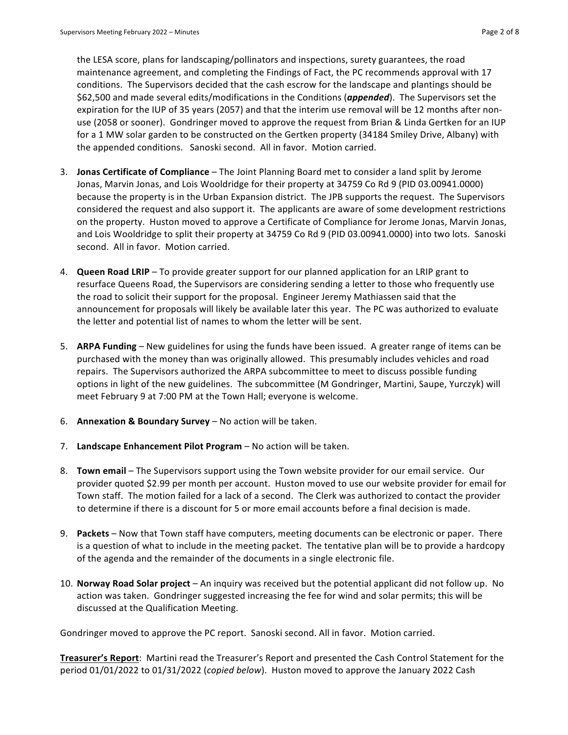the LESA score, plans for landscaping/pollinators and inspections, surety guarantees, the road maintenance agreement, and completing the Findings of Fact, the PC recommends approval with 17 conditions. The Supervisors decided that the cash escrow for the landscape and plantings should be $62,500 and made several edits/modifications in the Conditions (***appended***). The Supervisors set the expiration for the IUP of 35 years (2057) and that the interim use removal will be 12 months after non-use (2058 or sooner). Gondringer moved to approve the request from Brian & Linda Gertken for an IUP for a 1 MW solar garden to be constructed on the Gertken property (34184 Smiley Drive, Albany) with the appended conditions. Sanoski second. All in favor. Motion carried.

3. **Jonas Certificate of Compliance** – The Joint Planning Board met to consider a land split by Jerome Jonas, Marvin Jonas, and Lois Wooldridge for their property at 34759 Co Rd 9 (PID 03.00941.0000) because the property is in the Urban Expansion district. The JPB supports the request. The Supervisors considered the request and also support it. The applicants are aware of some development restrictions on the property. Huston moved to approve a Certificate of Compliance for Jerome Jonas, Marvin Jonas, and Lois Wooldridge to split their property at 34759 Co Rd 9 (PID 03.00941.0000) into two lots. Sanoski second. All in favor. Motion carried.

4. **Queen Road LRIP** – To provide greater support for our planned application for an LRIP grant to resurface Queens Road, the Supervisors are considering sending a letter to those who frequently use the road to solicit their support for the proposal. Engineer Jeremy Mathiassen said that the announcement for proposals will likely be available later this year. The PC was authorized to evaluate the letter and potential list of names to whom the letter will be sent.

5. **ARPA Funding** – New guidelines for using the funds have been issued. A greater range of items can be purchased with the money than was originally allowed. This presumably includes vehicles and road repairs. The Supervisors authorized the ARPA subcommittee to meet to discuss possible funding options in light of the new guidelines. The subcommittee (M Gondringer, Martini, Saupe, Yurczyk) will meet February 9 at 7:00 PM at the Town Hall; everyone is welcome.

6. **Annexation & Boundary Survey** – No action will be taken.

7. **Landscape Enhancement Pilot Program** – No action will be taken.

8. **Town email** – The Supervisors support using the Town website provider for our email service. Our provider quoted $2.99 per month per account. Huston moved to use our website provider for email for Town staff. The motion failed for a lack of a second. The Clerk was authorized to contact the provider to determine if there is a discount for 5 or more email accounts before a final decision is made.

9. **Packets** – Now that Town staff have computers, meeting documents can be electronic or paper. There is a question of what to include in the meeting packet. The tentative plan will be to provide a hardcopy of the agenda and the remainder of the documents in a single electronic file.

10. **Norway Road Solar project** – An inquiry was received but the potential applicant did not follow up. No action was taken. Gondringer suggested increasing the fee for wind and solar permits; this will be discussed at the Qualification Meeting.

Gondringer moved to approve the PC report. Sanoski second. All in favor. Motion carried.

**<u>Treasurer's Report</u>**: Martini read the Treasurer's Report and presented the Cash Control Statement for the period 01/01/2022 to 01/31/2022 (*copied below*). Huston moved to approve the January 2022 Cash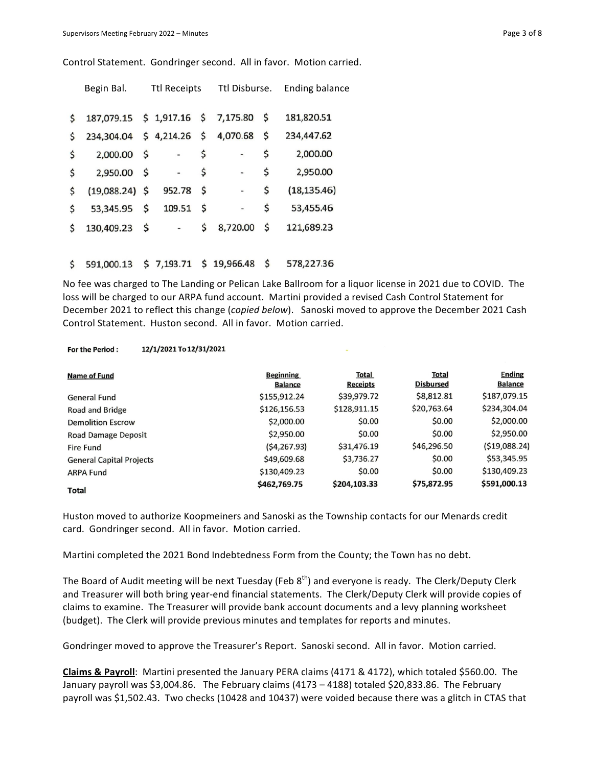Control Statement. Gondringer second. All in favor. Motion carried.

| Begin Bal. | Ttl Receipts | Ttl Disburse. | Ending balance |
|---|---|---|---|
| $ 187,079.15 | $ 1,917.16 | $ 7,175.80 | $ 181,820.51 |
| $ 234,304.04 | $ 4,214.26 | $ 4,070.68 | $ 234,447.62 |
| $ 2,000.00 | $ - | $ - | $ 2,000.00 |
| $ 2,950.00 | $ - | $ - | $ 2,950.00 |
| $ (19,088.24) | $ 952.78 | $ - | $ (18,135.46) |
| $ 53,345.95 | $ 109.51 | $ - | $ 53,455.46 |
| $ 130,409.23 | $ - | $ 8,720.00 | $ 121,689.23 |
| | | | |
| $ 591,000.13 | $ 7,193.71 | $ 19,966.48 | $ 578,227.36 |

No fee was charged to The Landing or Pelican Lake Ballroom for a liquor license in 2021 due to COVID. The loss will be charged to our ARPA fund account. Martini provided a revised Cash Control Statement for December 2021 to reflect this change (*copied below*). Sanoski moved to approve the December 2021 Cash Control Statement. Huston second. All in favor. Motion carried.

**For the Period :** **12/1/2021 To 12/31/2021**

| Name of Fund | Beginning Balance | Total Receipts | Total Disbursed | Ending Balance |
|---|---|---|---|---|
| General Fund | $155,912.24 | $39,979.72 | $8,812.81 | $187,079.15 |
| Road and Bridge | $126,156.53 | $128,911.15 | $20,763.64 | $234,304.04 |
| Demolition Escrow | $2,000.00 | $0.00 | $0.00 | $2,000.00 |
| Road Damage Deposit | $2,950.00 | $0.00 | $0.00 | $2,950.00 |
| Fire Fund | ($4,267.93) | $31,476.19 | $46,296.50 | ($19,088.24) |
| General Capital Projects | $49,609.68 | $3,736.27 | $0.00 | $53,345.95 |
| ARPA Fund | $130,409.23 | $0.00 | $0.00 | $130,409.23 |
| **Total** | **$462,769.75** | **$204,103.33** | **$75,872.95** | **$591,000.13** |

Huston moved to authorize Koopmeiners and Sanoski as the Township contacts for our Menards credit card. Gondringer second. All in favor. Motion carried.

Martini completed the 2021 Bond Indebtedness Form from the County; the Town has no debt.

The Board of Audit meeting will be next Tuesday (Feb 8th) and everyone is ready. The Clerk/Deputy Clerk and Treasurer will both bring year-end financial statements. The Clerk/Deputy Clerk will provide copies of claims to examine. The Treasurer will provide bank account documents and a levy planning worksheet (budget). The Clerk will provide previous minutes and templates for reports and minutes.

Gondringer moved to approve the Treasurer's Report. Sanoski second. All in favor. Motion carried.

**Claims & Payroll**: Martini presented the January PERA claims (4171 & 4172), which totaled $560.00. The January payroll was $3,004.86. The February claims (4173 – 4188) totaled $20,833.86. The February payroll was $1,502.43. Two checks (10428 and 10437) were voided because there was a glitch in CTAS that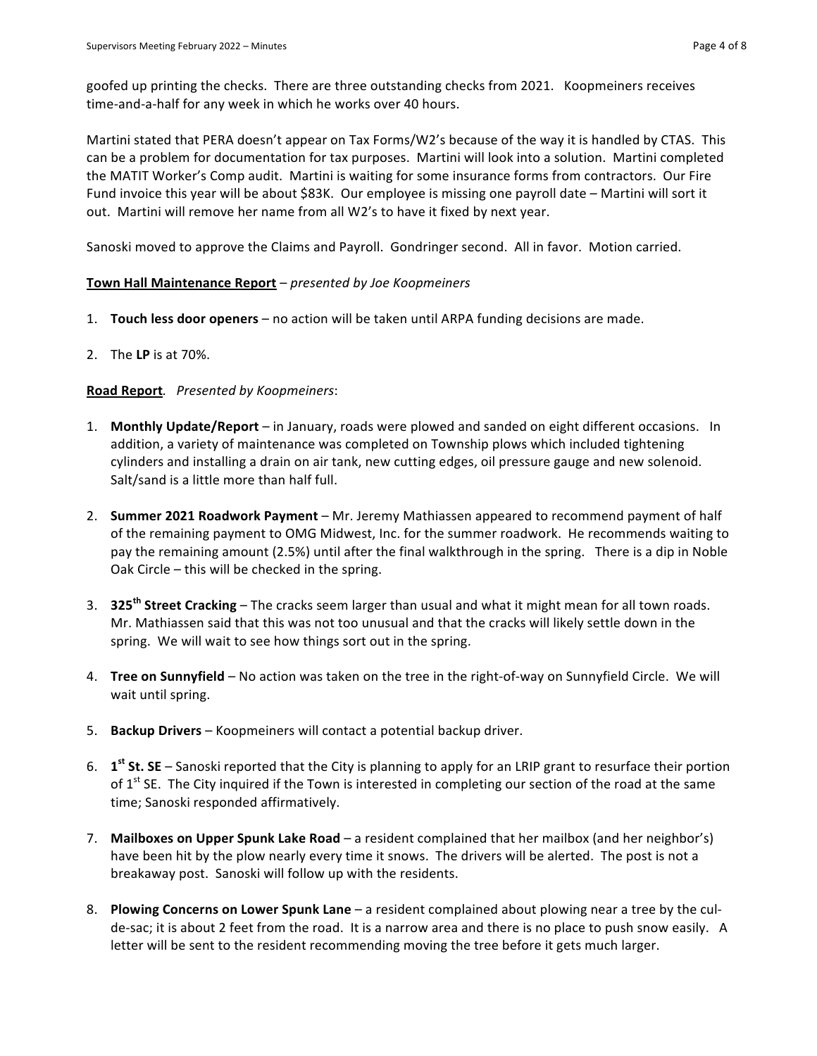goofed up printing the checks. There are three outstanding checks from 2021. Koopmeiners receives time-and-a-half for any week in which he works over 40 hours.

Martini stated that PERA doesn't appear on Tax Forms/W2's because of the way it is handled by CTAS. This can be a problem for documentation for tax purposes. Martini will look into a solution. Martini completed the MATIT Worker's Comp audit. Martini is waiting for some insurance forms from contractors. Our Fire Fund invoice this year will be about $83K. Our employee is missing one payroll date – Martini will sort it out. Martini will remove her name from all W2's to have it fixed by next year.

Sanoski moved to approve the Claims and Payroll. Gondringer second. All in favor. Motion carried.

**Town Hall Maintenance Report** – *presented by Joe Koopmeiners*

1. **Touch less door openers** – no action will be taken until ARPA funding decisions are made.

2. The **LP** is at 70%.

**Road Report**. *Presented by Koopmeiners*:

1. **Monthly Update/Report** – in January, roads were plowed and sanded on eight different occasions. In addition, a variety of maintenance was completed on Township plows which included tightening cylinders and installing a drain on air tank, new cutting edges, oil pressure gauge and new solenoid. Salt/sand is a little more than half full.

2. **Summer 2021 Roadwork Payment** – Mr. Jeremy Mathiassen appeared to recommend payment of half of the remaining payment to OMG Midwest, Inc. for the summer roadwork. He recommends waiting to pay the remaining amount (2.5%) until after the final walkthrough in the spring. There is a dip in Noble Oak Circle – this will be checked in the spring.

3. **325th Street Cracking** – The cracks seem larger than usual and what it might mean for all town roads. Mr. Mathiassen said that this was not too unusual and that the cracks will likely settle down in the spring. We will wait to see how things sort out in the spring.

4. **Tree on Sunnyfield** – No action was taken on the tree in the right-of-way on Sunnyfield Circle. We will wait until spring.

5. **Backup Drivers** – Koopmeiners will contact a potential backup driver.

6. **1st St. SE** – Sanoski reported that the City is planning to apply for an LRIP grant to resurface their portion of 1st SE. The City inquired if the Town is interested in completing our section of the road at the same time; Sanoski responded affirmatively.

7. **Mailboxes on Upper Spunk Lake Road** – a resident complained that her mailbox (and her neighbor's) have been hit by the plow nearly every time it snows. The drivers will be alerted. The post is not a breakaway post. Sanoski will follow up with the residents.

8. **Plowing Concerns on Lower Spunk Lane** – a resident complained about plowing near a tree by the cul-de-sac; it is about 2 feet from the road. It is a narrow area and there is no place to push snow easily. A letter will be sent to the resident recommending moving the tree before it gets much larger.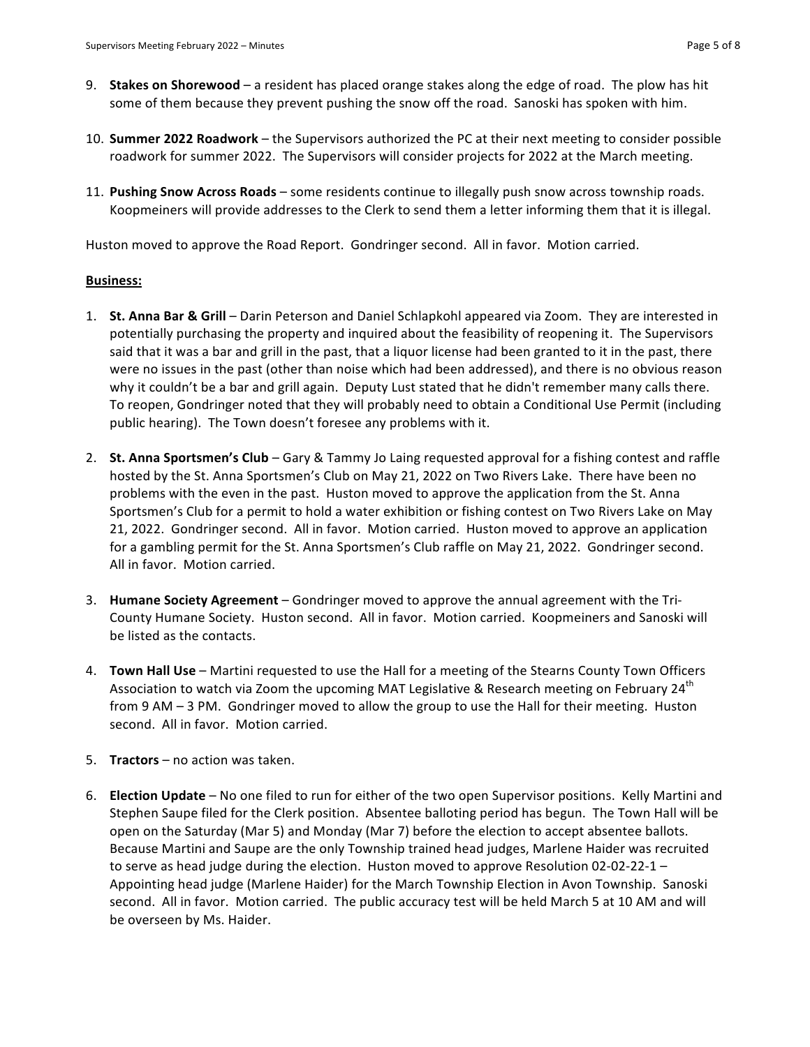9. **Stakes on Shorewood** – a resident has placed orange stakes along the edge of road. The plow has hit some of them because they prevent pushing the snow off the road. Sanoski has spoken with him.

10. **Summer 2022 Roadwork** – the Supervisors authorized the PC at their next meeting to consider possible roadwork for summer 2022. The Supervisors will consider projects for 2022 at the March meeting.

11. **Pushing Snow Across Roads** – some residents continue to illegally push snow across township roads. Koopmeiners will provide addresses to the Clerk to send them a letter informing them that it is illegal.

Huston moved to approve the Road Report. Gondringer second. All in favor. Motion carried.

**Business:**

1. **St. Anna Bar & Grill** – Darin Peterson and Daniel Schlapkohl appeared via Zoom. They are interested in potentially purchasing the property and inquired about the feasibility of reopening it. The Supervisors said that it was a bar and grill in the past, that a liquor license had been granted to it in the past, there were no issues in the past (other than noise which had been addressed), and there is no obvious reason why it couldn't be a bar and grill again. Deputy Lust stated that he didn't remember many calls there. To reopen, Gondringer noted that they will probably need to obtain a Conditional Use Permit (including public hearing). The Town doesn't foresee any problems with it.

2. **St. Anna Sportsmen's Club** – Gary & Tammy Jo Laing requested approval for a fishing contest and raffle hosted by the St. Anna Sportsmen's Club on May 21, 2022 on Two Rivers Lake. There have been no problems with the even in the past. Huston moved to approve the application from the St. Anna Sportsmen's Club for a permit to hold a water exhibition or fishing contest on Two Rivers Lake on May 21, 2022. Gondringer second. All in favor. Motion carried. Huston moved to approve an application for a gambling permit for the St. Anna Sportsmen's Club raffle on May 21, 2022. Gondringer second. All in favor. Motion carried.

3. **Humane Society Agreement** – Gondringer moved to approve the annual agreement with the Tri-County Humane Society. Huston second. All in favor. Motion carried. Koopmeiners and Sanoski will be listed as the contacts.

4. **Town Hall Use** – Martini requested to use the Hall for a meeting of the Stearns County Town Officers Association to watch via Zoom the upcoming MAT Legislative & Research meeting on February 24th from 9 AM – 3 PM. Gondringer moved to allow the group to use the Hall for their meeting. Huston second. All in favor. Motion carried.

5. **Tractors** – no action was taken.

6. **Election Update** – No one filed to run for either of the two open Supervisor positions. Kelly Martini and Stephen Saupe filed for the Clerk position. Absentee balloting period has begun. The Town Hall will be open on the Saturday (Mar 5) and Monday (Mar 7) before the election to accept absentee ballots. Because Martini and Saupe are the only Township trained head judges, Marlene Haider was recruited to serve as head judge during the election. Huston moved to approve Resolution 02-02-22-1 – Appointing head judge (Marlene Haider) for the March Township Election in Avon Township. Sanoski second. All in favor. Motion carried. The public accuracy test will be held March 5 at 10 AM and will be overseen by Ms. Haider.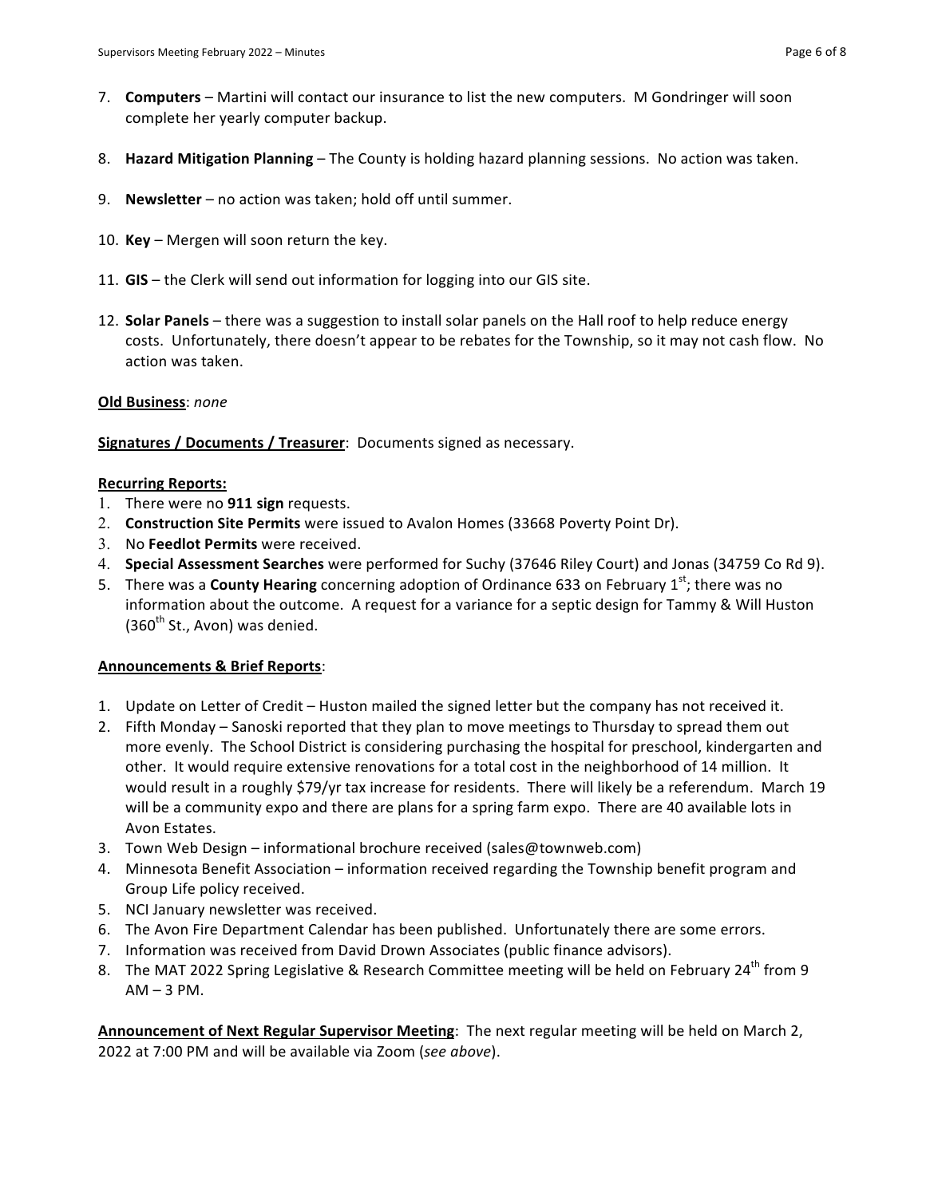7. **Computers** – Martini will contact our insurance to list the new computers. M Gondringer will soon complete her yearly computer backup.

8. **Hazard Mitigation Planning** – The County is holding hazard planning sessions. No action was taken.

9. **Newsletter** – no action was taken; hold off until summer.

10. **Key** – Mergen will soon return the key.

11. **GIS** – the Clerk will send out information for logging into our GIS site.

12. **Solar Panels** – there was a suggestion to install solar panels on the Hall roof to help reduce energy costs. Unfortunately, there doesn't appear to be rebates for the Township, so it may not cash flow. No action was taken.

**<u>Old Business</u>**: *none*

**<u>Signatures / Documents / Treasurer</u>**: Documents signed as necessary.

**<u>Recurring Reports:</u>**

1. There were no **911 sign** requests.
2. **Construction Site Permits** were issued to Avalon Homes (33668 Poverty Point Dr).
3. No **Feedlot Permits** were received.
4. **Special Assessment Searches** were performed for Suchy (37646 Riley Court) and Jonas (34759 Co Rd 9).
5. There was a **County Hearing** concerning adoption of Ordinance 633 on February 1st; there was no information about the outcome. A request for a variance for a septic design for Tammy & Will Huston (360th St., Avon) was denied.

**<u>Announcements & Brief Reports</u>**:

1. Update on Letter of Credit – Huston mailed the signed letter but the company has not received it.
2. Fifth Monday – Sanoski reported that they plan to move meetings to Thursday to spread them out more evenly. The School District is considering purchasing the hospital for preschool, kindergarten and other. It would require extensive renovations for a total cost in the neighborhood of 14 million. It would result in a roughly $79/yr tax increase for residents. There will likely be a referendum. March 19 will be a community expo and there are plans for a spring farm expo. There are 40 available lots in Avon Estates.
3. Town Web Design – informational brochure received (sales@townweb.com)
4. Minnesota Benefit Association – information received regarding the Township benefit program and Group Life policy received.
5. NCI January newsletter was received.
6. The Avon Fire Department Calendar has been published. Unfortunately there are some errors.
7. Information was received from David Drown Associates (public finance advisors).
8. The MAT 2022 Spring Legislative & Research Committee meeting will be held on February 24th from 9 AM – 3 PM.

**<u>Announcement of Next Regular Supervisor Meeting</u>**: The next regular meeting will be held on March 2, 2022 at 7:00 PM and will be available via Zoom (*see above*).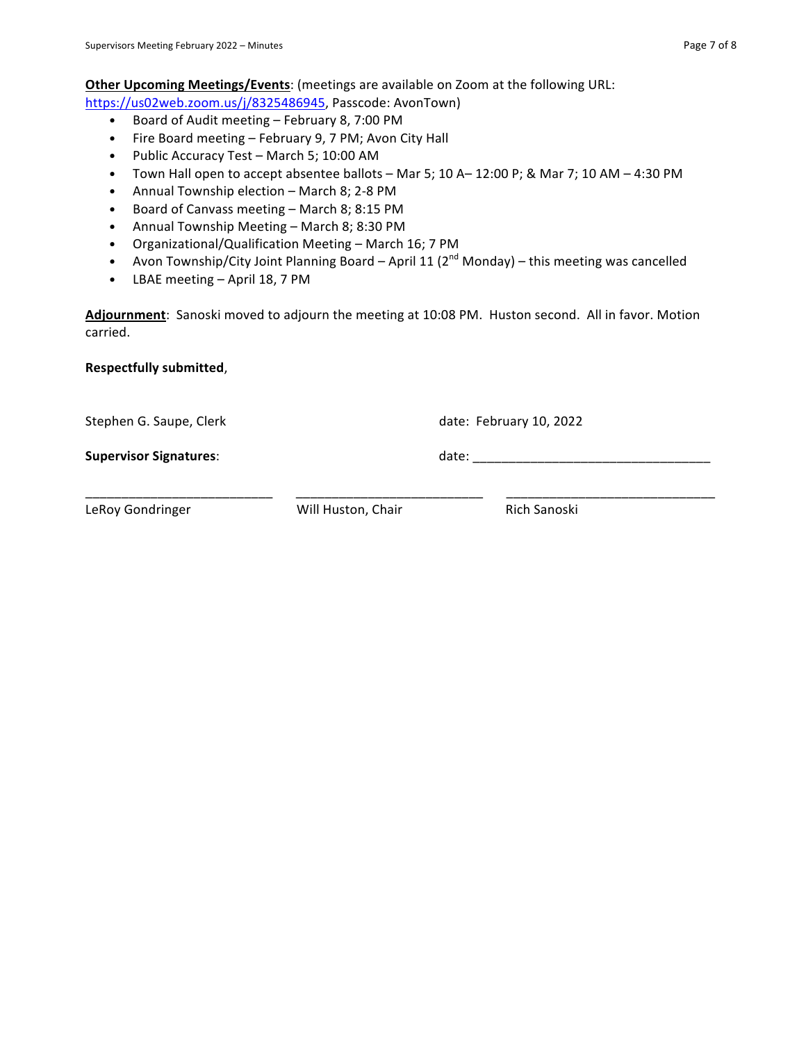**Other Upcoming Meetings/Events**: (meetings are available on Zoom at the following URL: https://us02web.zoom.us/j/8325486945, Passcode: AvonTown)

- Board of Audit meeting – February 8, 7:00 PM
- Fire Board meeting – February 9, 7 PM; Avon City Hall
- Public Accuracy Test – March 5; 10:00 AM
- Town Hall open to accept absentee ballots – Mar 5; 10 A– 12:00 P; & Mar 7; 10 AM – 4:30 PM
- Annual Township election – March 8; 2-8 PM
- Board of Canvass meeting – March 8; 8:15 PM
- Annual Township Meeting – March 8; 8:30 PM
- Organizational/Qualification Meeting – March 16; 7 PM
- Avon Township/City Joint Planning Board – April 11 (2nd Monday) – this meeting was cancelled
- LBAE meeting – April 18, 7 PM

**Adjournment**: Sanoski moved to adjourn the meeting at 10:08 PM. Huston second. All in favor. Motion carried.

**Respectfully submitted**,

Stephen G. Saupe, Clerk date: February 10, 2022

**Supervisor Signatures**: date: ________________________________

_________________________ _________________________ ___________________________

LeRoy Gondringer Will Huston, Chair Rich Sanoski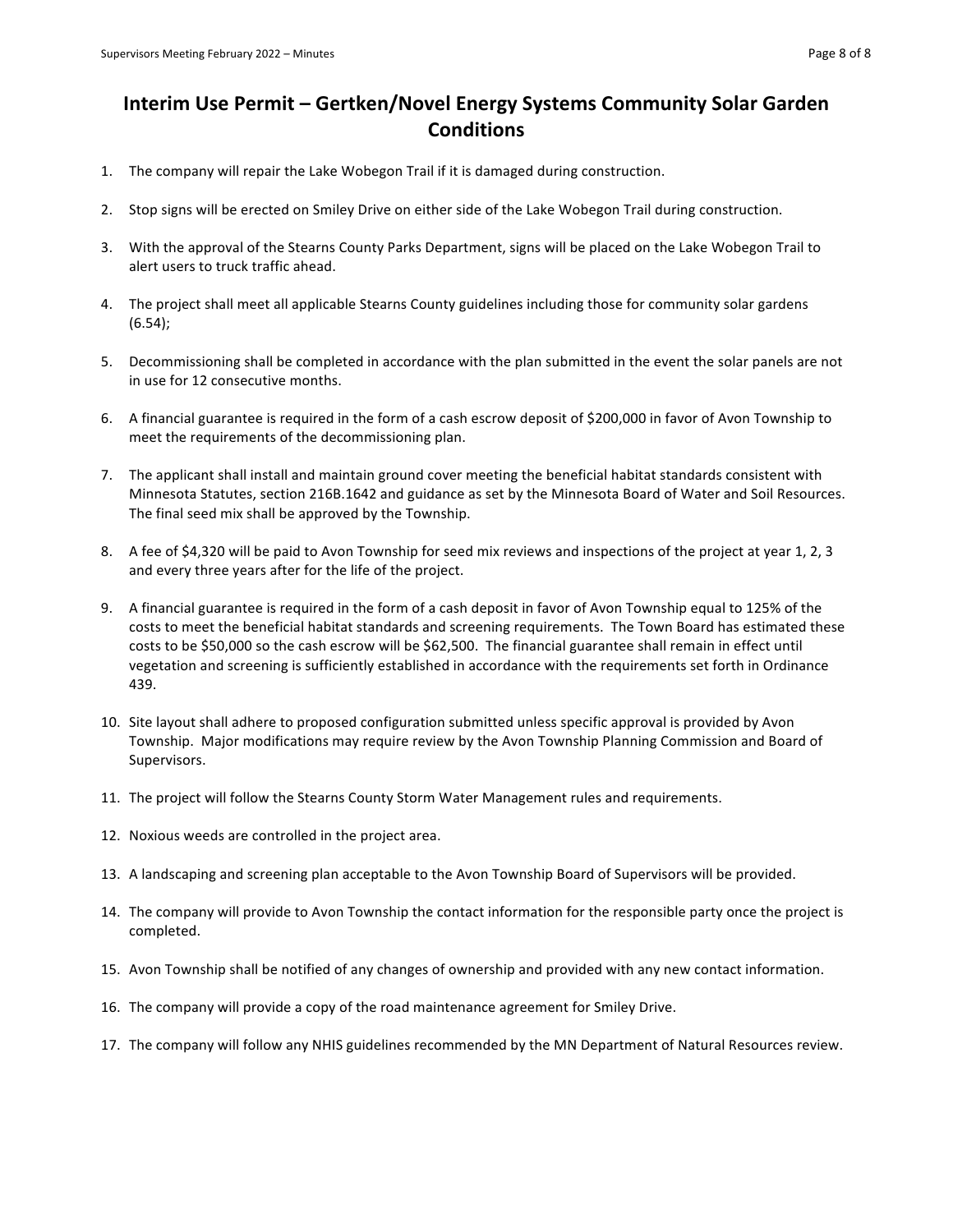## Interim Use Permit – Gertken/Novel Energy Systems Community Solar Garden Conditions

1. The company will repair the Lake Wobegon Trail if it is damaged during construction.

2. Stop signs will be erected on Smiley Drive on either side of the Lake Wobegon Trail during construction.

3. With the approval of the Stearns County Parks Department, signs will be placed on the Lake Wobegon Trail to alert users to truck traffic ahead.

4. The project shall meet all applicable Stearns County guidelines including those for community solar gardens (6.54);

5. Decommissioning shall be completed in accordance with the plan submitted in the event the solar panels are not in use for 12 consecutive months.

6. A financial guarantee is required in the form of a cash escrow deposit of $200,000 in favor of Avon Township to meet the requirements of the decommissioning plan.

7. The applicant shall install and maintain ground cover meeting the beneficial habitat standards consistent with Minnesota Statutes, section 216B.1642 and guidance as set by the Minnesota Board of Water and Soil Resources. The final seed mix shall be approved by the Township.

8. A fee of $4,320 will be paid to Avon Township for seed mix reviews and inspections of the project at year 1, 2, 3 and every three years after for the life of the project.

9. A financial guarantee is required in the form of a cash deposit in favor of Avon Township equal to 125% of the costs to meet the beneficial habitat standards and screening requirements. The Town Board has estimated these costs to be $50,000 so the cash escrow will be $62,500. The financial guarantee shall remain in effect until vegetation and screening is sufficiently established in accordance with the requirements set forth in Ordinance 439.

10. Site layout shall adhere to proposed configuration submitted unless specific approval is provided by Avon Township. Major modifications may require review by the Avon Township Planning Commission and Board of Supervisors.

11. The project will follow the Stearns County Storm Water Management rules and requirements.

12. Noxious weeds are controlled in the project area.

13. A landscaping and screening plan acceptable to the Avon Township Board of Supervisors will be provided.

14. The company will provide to Avon Township the contact information for the responsible party once the project is completed.

15. Avon Township shall be notified of any changes of ownership and provided with any new contact information.

16. The company will provide a copy of the road maintenance agreement for Smiley Drive.

17. The company will follow any NHIS guidelines recommended by the MN Department of Natural Resources review.